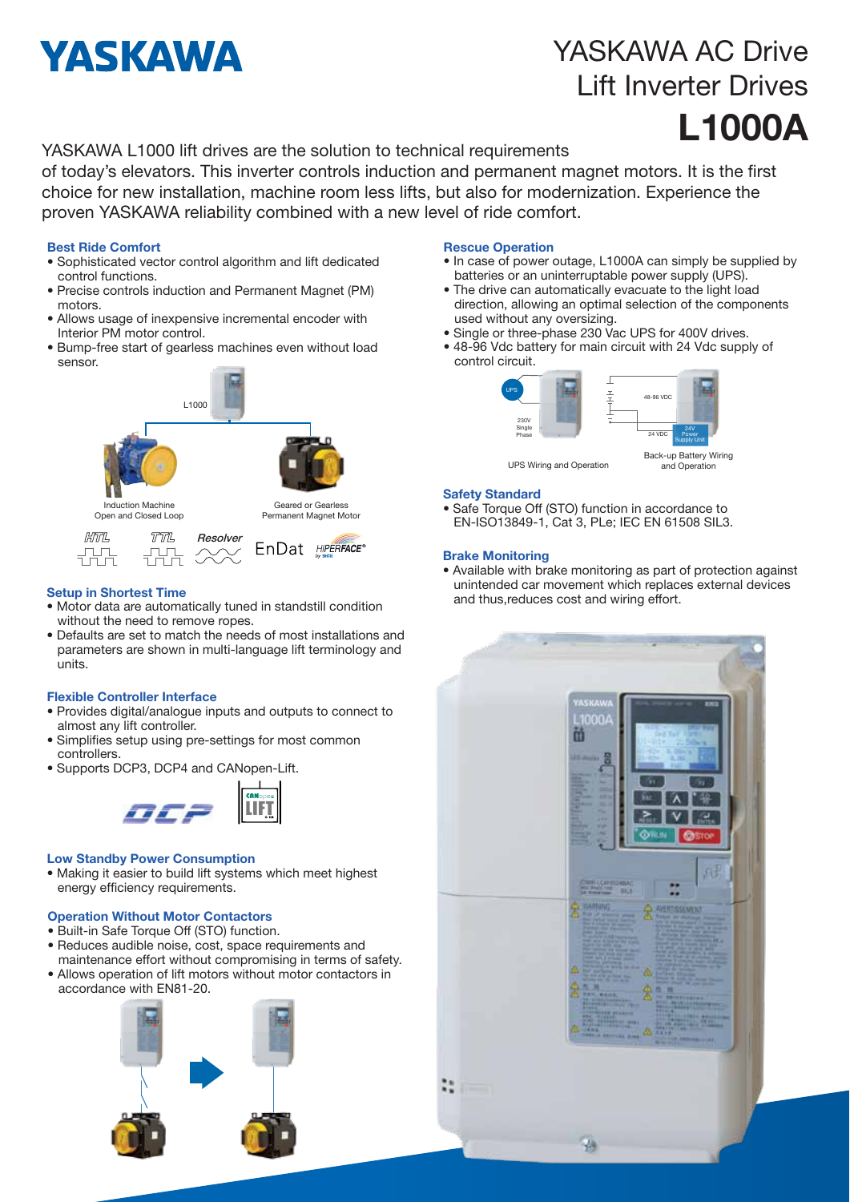# YASKAWA

## YASKAWA AC Drive Lift Inverter Drives

# L1000A

YASKAWA L1000 lift drives are the solution to technical requirements of today's elevators. This inverter controls induction and permanent magnet motors. It is the first choice for new installation, machine room less lifts, but also for modernization. Experience the proven YASKAWA reliability combined with a new level of ride comfort.

### Best Ride Comfort

- Sophisticated vector control algorithm and lift dedicated control functions.
- Precise controls induction and Permanent Magnet (PM) motors.
- Allows usage of inexpensive incremental encoder with Interior PM motor control.
- Bump-free start of gearless machines even without load sensor.

L1000

Induction Machine Open and Closed Loop

Geared or Gearless Permanent Magnet Motor

HTL TTL Resolver EnDat HIPERFACE®

### Setup in Shortest Time

- Motor data are automatically tuned in standstill condition without the need to remove ropes.
- Defaults are set to match the needs of most installations and parameters are shown in multi-language lift terminology and units.

### Flexible Controller Interface

- Provides digital/analogue inputs and outputs to connect to almost any lift controller.
- Simplifies setup using pre-settings for most common controllers.
- Supports DCP3, DCP4 and CANopen-Lift.

### Low Standby Power Consumption

- Making it easier to build lift systems which meet highest energy efficiency requirements.

### Operation Without Motor Contactors

- Built-in Safe Torque Off (STO) function.
- Reduces audible noise, cost, space requirements and maintenance effort without compromising in terms of safety.
- Allows operation of lift motors without motor contactors in accordance with EN81-20.

### Rescue Operation

- In case of power outage, L1000A can simply be supplied by batteries or an uninterruptable power supply (UPS).
- The drive can automatically evacuate to the light load direction, allowing an optimal selection of the components used without any oversizing.
- Single or three-phase 230 Vac UPS for 400V drives.
- 48-96 Vdc battery for main circuit with 24 Vdc supply of control circuit.

UPS Wiring and Operation

Back-up Battery Wiring and Operation

### Safety Standard

- Safe Torque Off (STO) function in accordance to EN-ISO13849-1, Cat 3, PLe; IEC EN 61508 SIL3.

### Brake Monitoring

- Available with brake monitoring as part of protection against unintended car movement which replaces external devices and thus,reduces cost and wiring effort.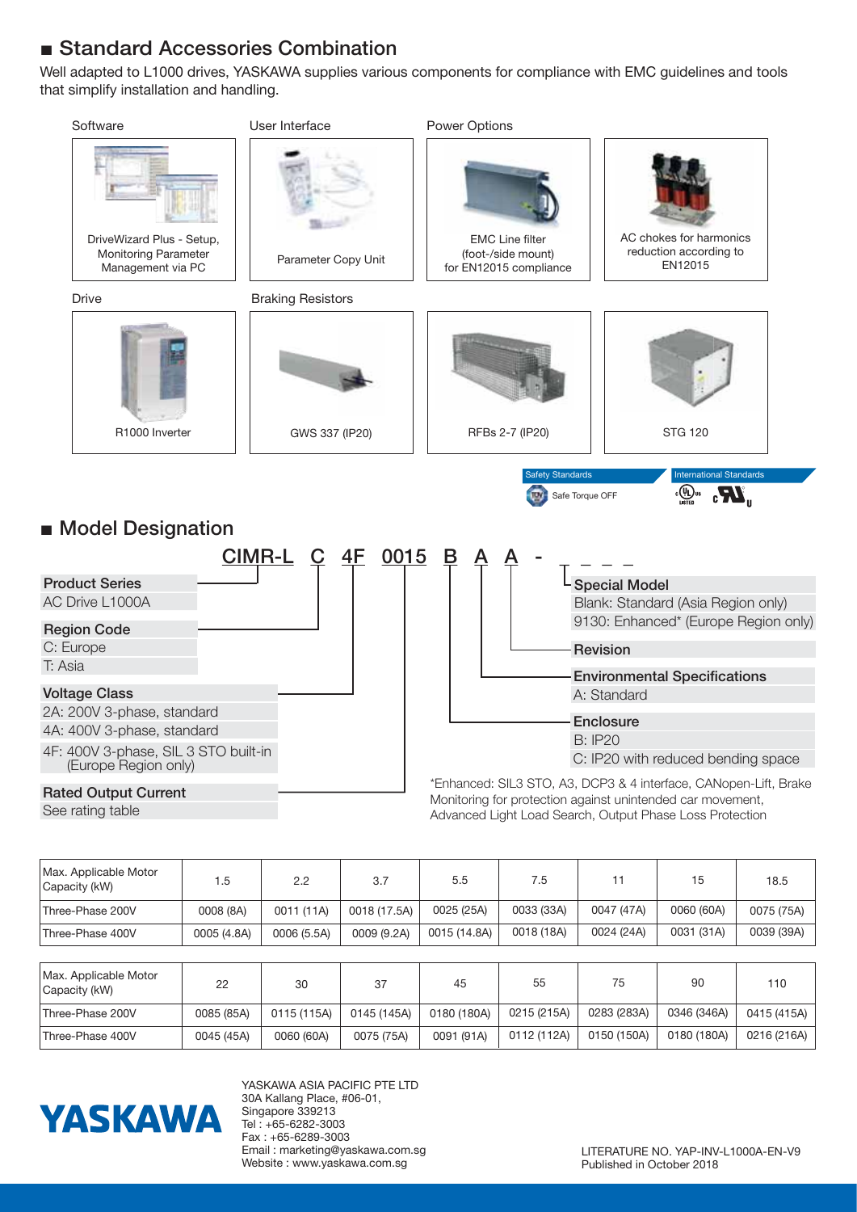## ■ Standard Accessories Combination

Well adapted to L1000 drives, YASKAWA supplies various components for compliance with EMC guidelines and tools that simplify installation and handling.

Software

DriveWizard Plus - Setup, Monitoring Parameter Management via PC

User Interface

Parameter Copy Unit

Power Options

EMC Line filter (foot-/side mount) for EN12015 compliance

AC chokes for harmonics reduction according to EN12015

Drive

R1000 Inverter

Braking Resistors

GWS 337 (IP20)

RFBs 2-7 (IP20)

STG 120

Safety Standards

Safe Torque OFF

International Standards

## ■ Model Designation

**CIMR-L C 4F 0015 B A A - _ _ _ _**

**Product Series**
AC Drive L1000A

**Region Code**
C: Europe
T: Asia

**Voltage Class**
2A: 200V 3-phase, standard
4A: 400V 3-phase, standard
4F: 400V 3-phase, SIL 3 STO built-in (Europe Region only)

**Rated Output Current**
See rating table

**Special Model**
Blank: Standard (Asia Region only)
9130: Enhanced* (Europe Region only)

**Revision**

**Environmental Specifications**
A: Standard

**Enclosure**
B: IP20
C: IP20 with reduced bending space

*Enhanced: SIL3 STO, A3, DCP3 & 4 interface, CANopen-Lift, Brake Monitoring for protection against unintended car movement, Advanced Light Load Search, Output Phase Loss Protection

| Max. Applicable Motor Capacity (kW) | 1.5 | 2.2 | 3.7 | 5.5 | 7.5 | 11 | 15 | 18.5 |
|---|---|---|---|---|---|---|---|---|
| Three-Phase 200V | 0008 (8A) | 0011 (11A) | 0018 (17.5A) | 0025 (25A) | 0033 (33A) | 0047 (47A) | 0060 (60A) | 0075 (75A) |
| Three-Phase 400V | 0005 (4.8A) | 0006 (5.5A) | 0009 (9.2A) | 0015 (14.8A) | 0018 (18A) | 0024 (24A) | 0031 (31A) | 0039 (39A) |

| Max. Applicable Motor Capacity (kW) | 22 | 30 | 37 | 45 | 55 | 75 | 90 | 110 |
|---|---|---|---|---|---|---|---|---|
| Three-Phase 200V | 0085 (85A) | 0115 (115A) | 0145 (145A) | 0180 (180A) | 0215 (215A) | 0283 (283A) | 0346 (346A) | 0415 (415A) |
| Three-Phase 400V | 0045 (45A) | 0060 (60A) | 0075 (75A) | 0091 (91A) | 0112 (112A) | 0150 (150A) | 0180 (180A) | 0216 (216A) |

YASKAWA

YASKAWA ASIA PACIFIC PTE LTD
30A Kallang Place, #06-01,
Singapore 339213
Tel : +65-6282-3003
Fax : +65-6289-3003
Email : marketing@yaskawa.com.sg
Website : www.yaskawa.com.sg

LITERATURE NO. YAP-INV-L1000A-EN-V9
Published in October 2018